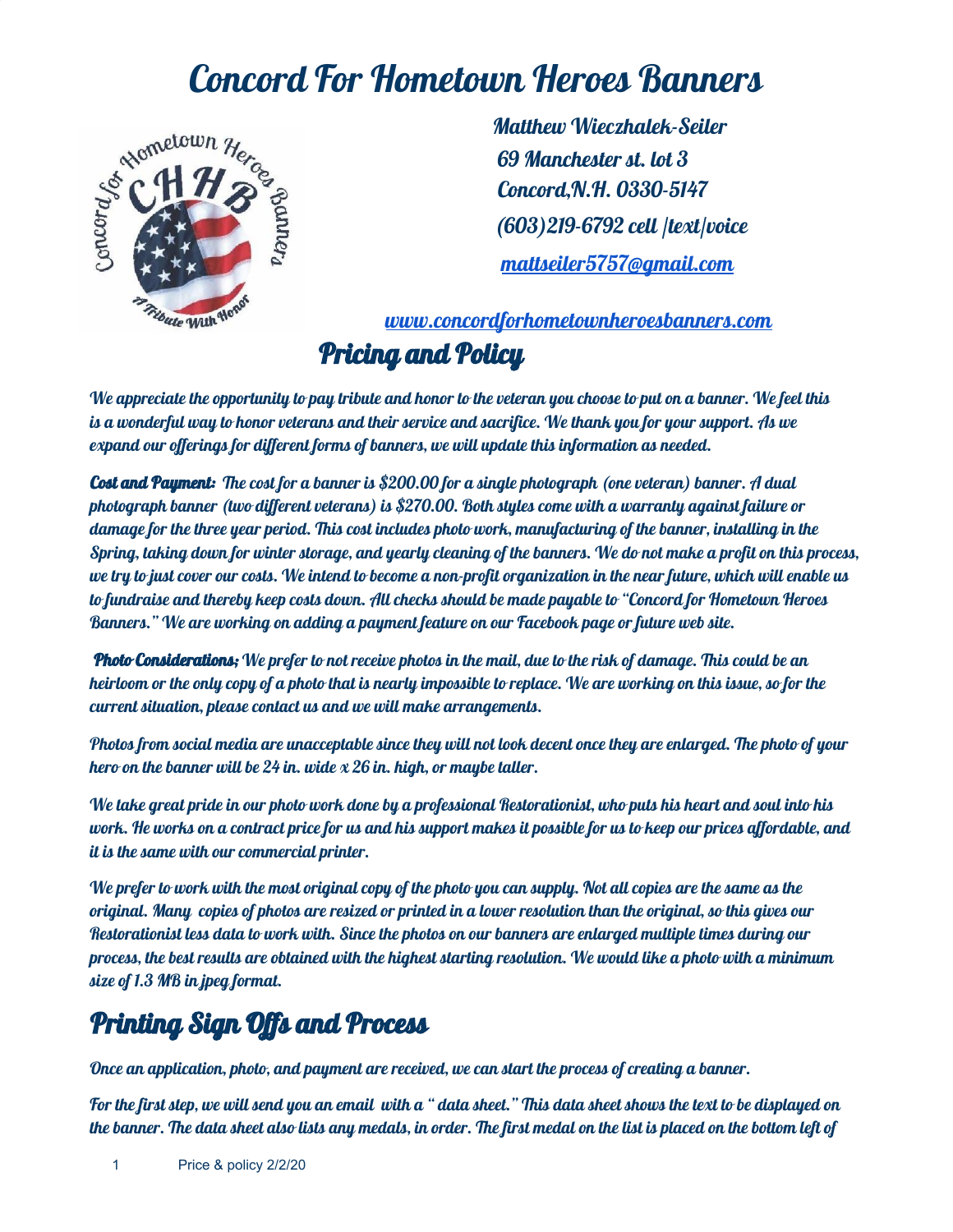# Concord For Hometown Heroes Banners

Matthew Wieczhalek-Seiler
69 Manchester st. lot 3
Concord,N.H. 0330-5147
(603)219-6792 cell /text/voice
[mattseiler5757@gmail.com](mailto:mattseiler5757@gmail.com)

[www.concordforhometownheroesbanners.com](http://www.concordforhometownheroesbanners.com)

## Pricing and Policy

*We appreciate the opportunity to pay tribute and honor to the veteran you choose to put on a banner. We feel this is a wonderful way to honor veterans and their service and sacrifice. We thank you for your support. As we expand our offerings for different forms of banners, we will update this information as needed.*

***Cost and Payment:*** *The cost for a banner is $200.00 for a single photograph (one veteran) banner. A dual photograph banner (two different veterans) is $270.00. Both styles come with a warranty against failure or damage for the three year period. This cost includes photo work, manufacturing of the banner, installing in the Spring, taking down for winter storage, and yearly cleaning of the banners. We do not make a profit on this process, we try to just cover our costs. We intend to become a non-profit organization in the near future, which will enable us to fundraise and thereby keep costs down. All checks should be made payable to "Concord for Hometown Heroes Banners." We are working on adding a payment feature on our Facebook page or future web site.*

***Photo Considerations;*** *We prefer to not receive photos in the mail, due to the risk of damage. This could be an heirloom or the only copy of a photo that is nearly impossible to replace. We are working on this issue, so for the current situation, please contact us and we will make arrangements.*

*Photos from social media are unacceptable since they will not look decent once they are enlarged. The photo of your hero on the banner will be 24 in. wide x 26 in. high, or maybe taller.*

*We take great pride in our photo work done by a professional Restorationist, who puts his heart and soul into his work. He works on a contract price for us and his support makes it possible for us to keep our prices affordable, and it is the same with our commercial printer.*

*We prefer to work with the most original copy of the photo you can supply. Not all copies are the same as the original. Many copies of photos are resized or printed in a lower resolution than the original, so this gives our Restorationist less data to work with. Since the photos on our banners are enlarged multiple times during our process, the best results are obtained with the highest starting resolution. We would like a photo with a minimum size of 1.3 MB in jpeg format.*

## Printing Sign Offs and Process

*Once an application, photo, and payment are received, we can start the process of creating a banner.*

*For the first step, we will send you an email with a " data sheet." This data sheet shows the text to be displayed on the banner. The data sheet also lists any medals, in order. The first medal on the list is placed on the bottom left of*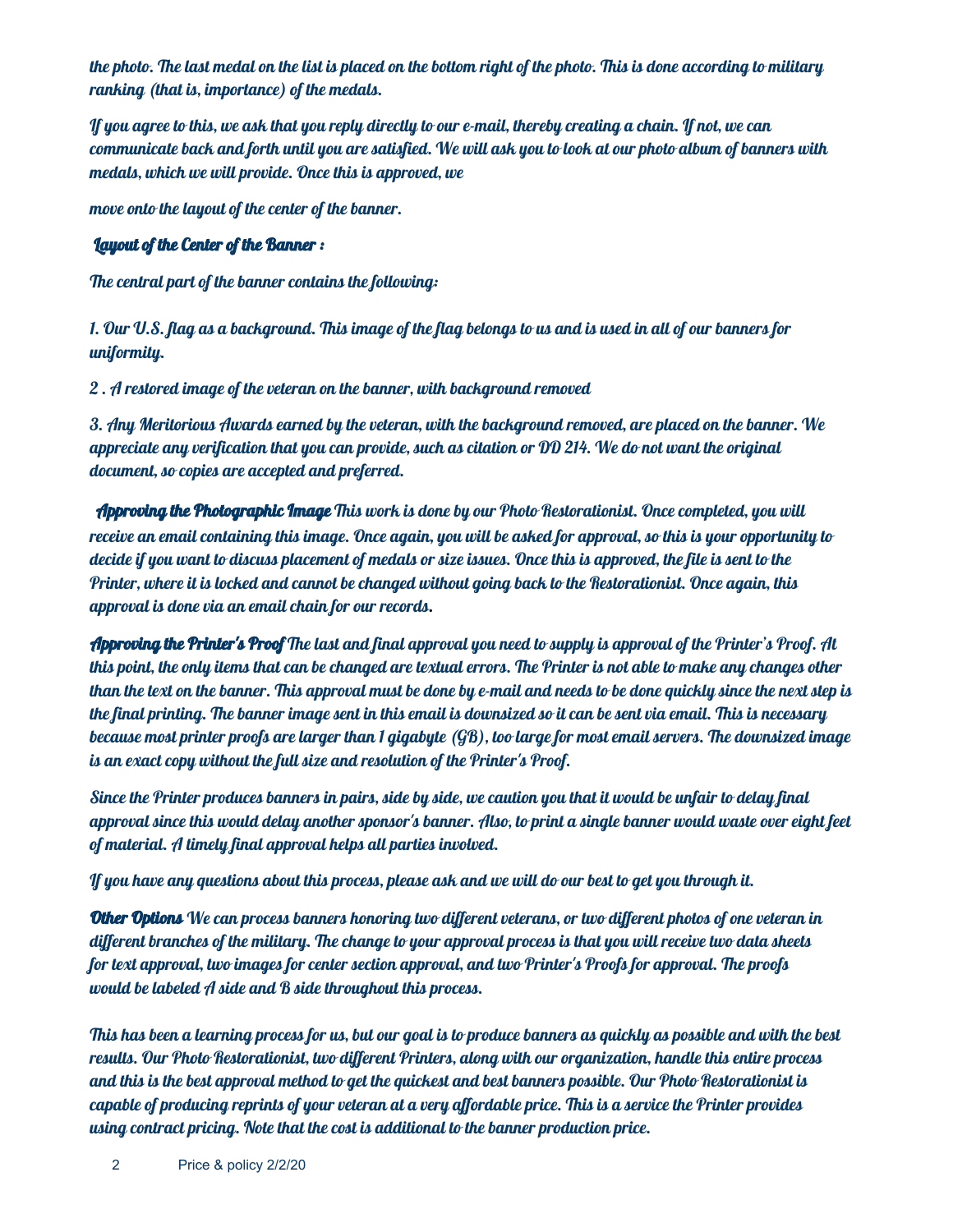*the photo. The last medal on the list is placed on the bottom right of the photo. This is done according to military ranking (that is, importance) of the medals.*

*If you agree to this, we ask that you reply directly to our e-mail, thereby creating a chain. If not, we can communicate back and forth until you are satisfied. We will ask you to look at our photo album of banners with medals, which we will provide. Once this is approved, we*

*move onto the layout of the center of the banner.*

***Layout of the Center of the Banner :***

*The central part of the banner contains the following:*

*1. Our U.S. flag as a background. This image of the flag belongs to us and is used in all of our banners for uniformity.*

*2 . A restored image of the veteran on the banner, with background removed*

*3. Any Meritorious Awards earned by the veteran, with the background removed, are placed on the banner. We appreciate any verification that you can provide, such as citation or DD 214. We do not want the original document, so copies are accepted and preferred.*

***Approving the Photographic Image*** *This work is done by our Photo Restorationist. Once completed, you will receive an email containing this image. Once again, you will be asked for approval, so this is your opportunity to decide if you want to discuss placement of medals or size issues. Once this is approved, the file is sent to the Printer, where it is locked and cannot be changed without going back to the Restorationist. Once again, this approval is done via an email chain for our records.*

***Approving the Printer's Proof*** *The last and final approval you need to supply is approval of the Printer's Proof. At this point, the only items that can be changed are textual errors. The Printer is not able to make any changes other than the text on the banner. This approval must be done by e-mail and needs to be done quickly since the next step is the final printing. The banner image sent in this email is downsized so it can be sent via email. This is necessary because most printer proofs are larger than 1 gigabyte (GB), too large for most email servers. The downsized image is an exact copy without the full size and resolution of the Printer's Proof.*

*Since the Printer produces banners in pairs, side by side, we caution you that it would be unfair to delay final approval since this would delay another sponsor's banner. Also, to print a single banner would waste over eight feet of material. A timely final approval helps all parties involved.*

*If you have any questions about this process, please ask and we will do our best to get you through it.*

***Other Options*** *We can process banners honoring two different veterans, or two different photos of one veteran in different branches of the military. The change to your approval process is that you will receive two data sheets for text approval, two images for center section approval, and two Printer's Proofs for approval. The proofs would be labeled A side and B side throughout this process.*

*This has been a learning process for us, but our goal is to produce banners as quickly as possible and with the best results. Our Photo Restorationist, two different Printers, along with our organization, handle this entire process and this is the best approval method to get the quickest and best banners possible. Our Photo Restorationist is capable of producing reprints of your veteran at a very affordable price. This is a service the Printer provides using contract pricing. Note that the cost is additional to the banner production price.*